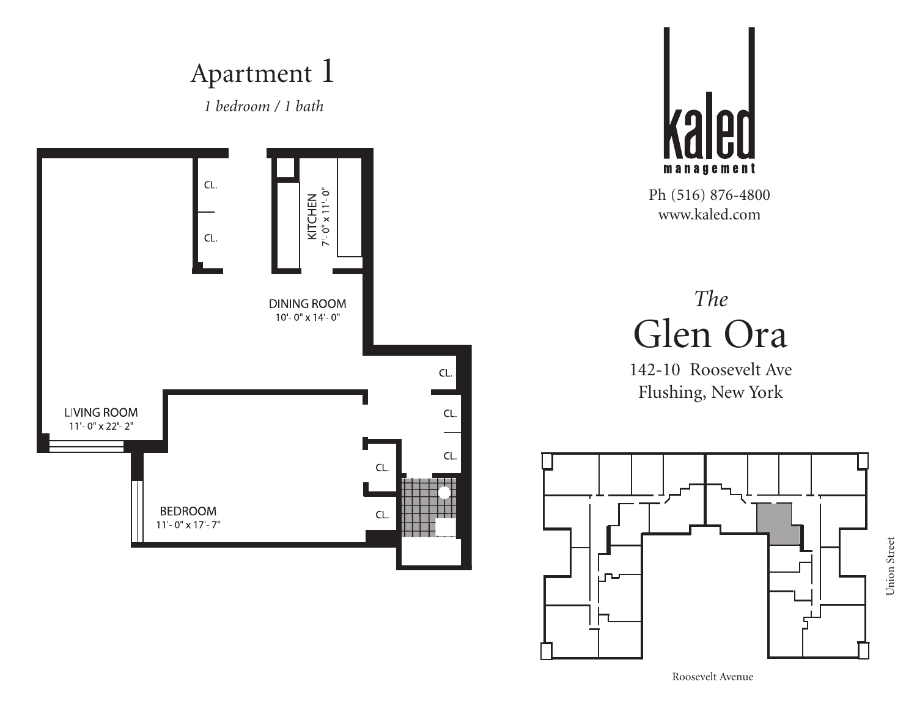# Apartment 1

*1 bedroom / 1 bath*

CL.

CL.

KITCHEN
7'- 0" x 11'- 0"

DINING ROOM
10'- 0" x 14'- 0"

CL.

LIVING ROOM
11'- 0" x 22'- 2"

CL.

CL.

CL.

BEDROOM
11'- 0" x 17'- 7"

CL.

kaled
management

Ph (516) 876-4800
www.kaled.com

*The*

# Glen Ora

142-10 Roosevelt Ave
Flushing, New York

Union Street

Roosevelt Avenue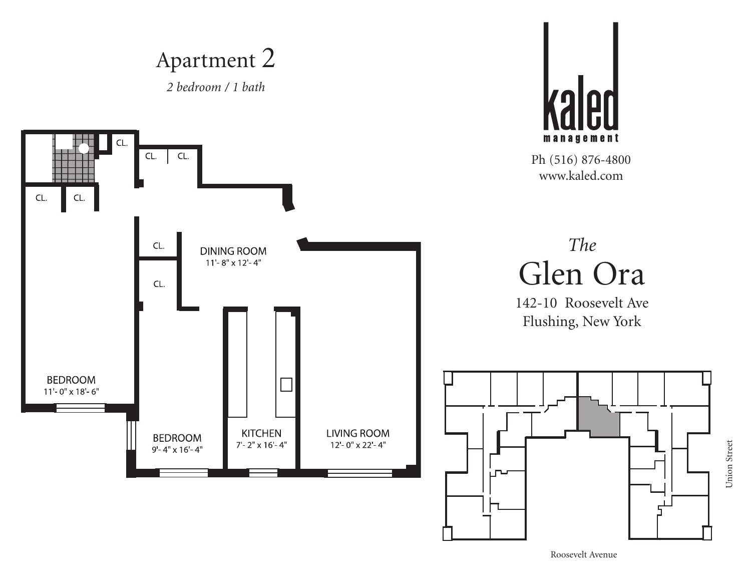# Apartment 2

*2 bedroom / 1 bath*

CL.

CL. CL.

CL. CL.

CL.

DINING ROOM
11'- 8" x 12'- 4"

CL.

BEDROOM
11'- 0" x 18'- 6"

BEDROOM
9'- 4" x 16'- 4"

KITCHEN
7'- 2" x 16'- 4"

LIVING ROOM
12'- 0" x 22'- 4"

**kaled**
**management**

Ph (516) 876-4800
www.kaled.com

*The*
# Glen Ora

142-10 Roosevelt Ave
Flushing, New York

Union Street

Roosevelt Avenue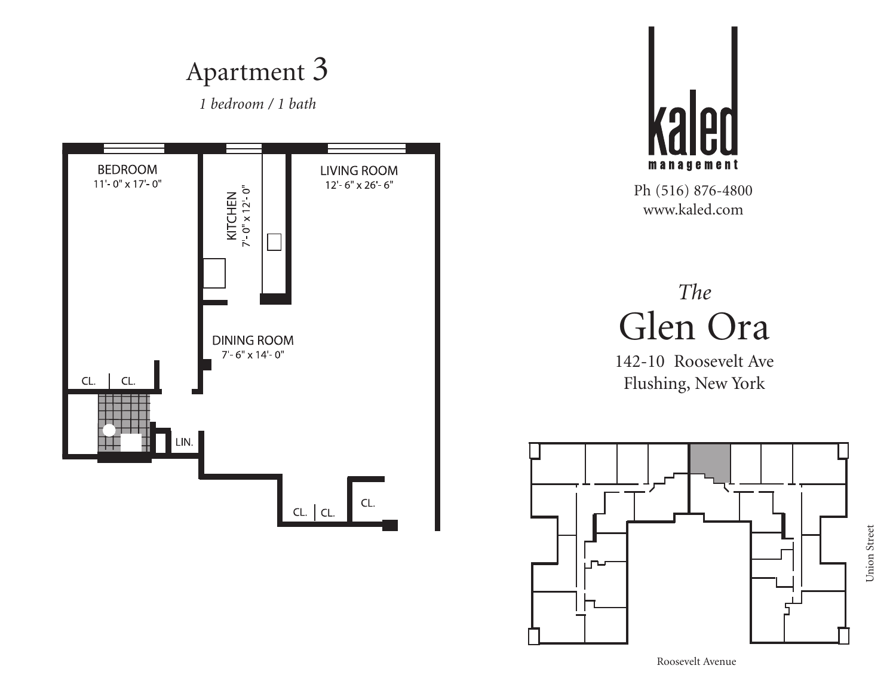# Apartment 3

*1 bedroom / 1 bath*

BEDROOM
11'- 0" x 17'- 0"

KITCHEN
7'- 0" x 12'- 0"

LIVING ROOM
12'- 6" x 26'- 6"

DINING ROOM
7'- 6" x 14'- 0"

CL. | CL.

LIN.

CL. | CL.

CL.

kaled
management

Ph (516) 876-4800
www.kaled.com

## *The*
## Glen Ora

142-10 Roosevelt Ave
Flushing, New York

Union Street

Roosevelt Avenue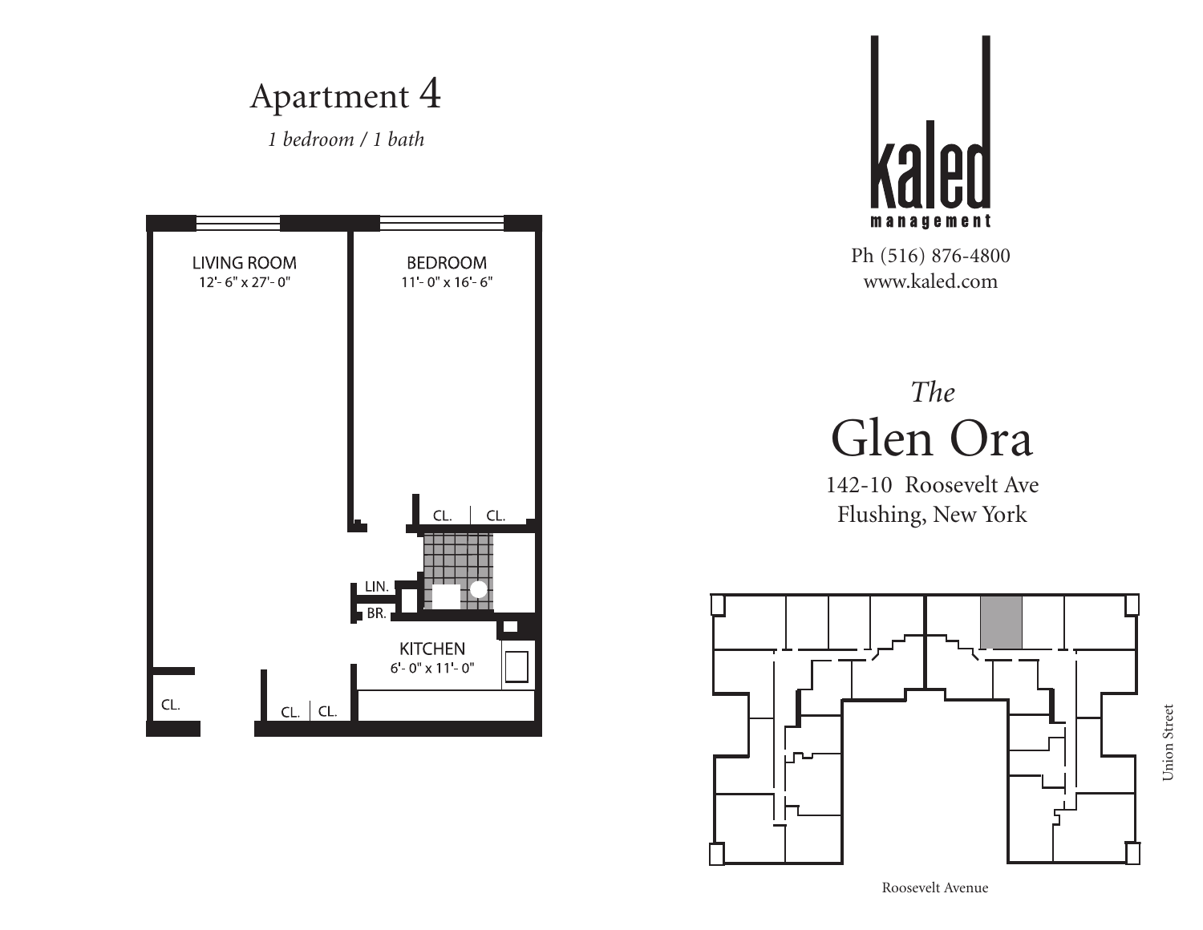# Apartment 4

*1 bedroom / 1 bath*

LIVING ROOM
12'- 6" x 27'- 0"

BEDROOM
11'- 0" x 16'- 6"

CL. CL.

LIN.

BR.

KITCHEN
6'- 0" x 11'- 0"

CL.

CL. CL.

kaled
management

Ph (516) 876-4800
www.kaled.com

*The*

## Glen Ora

142-10 Roosevelt Ave
Flushing, New York

Union Street

Roosevelt Avenue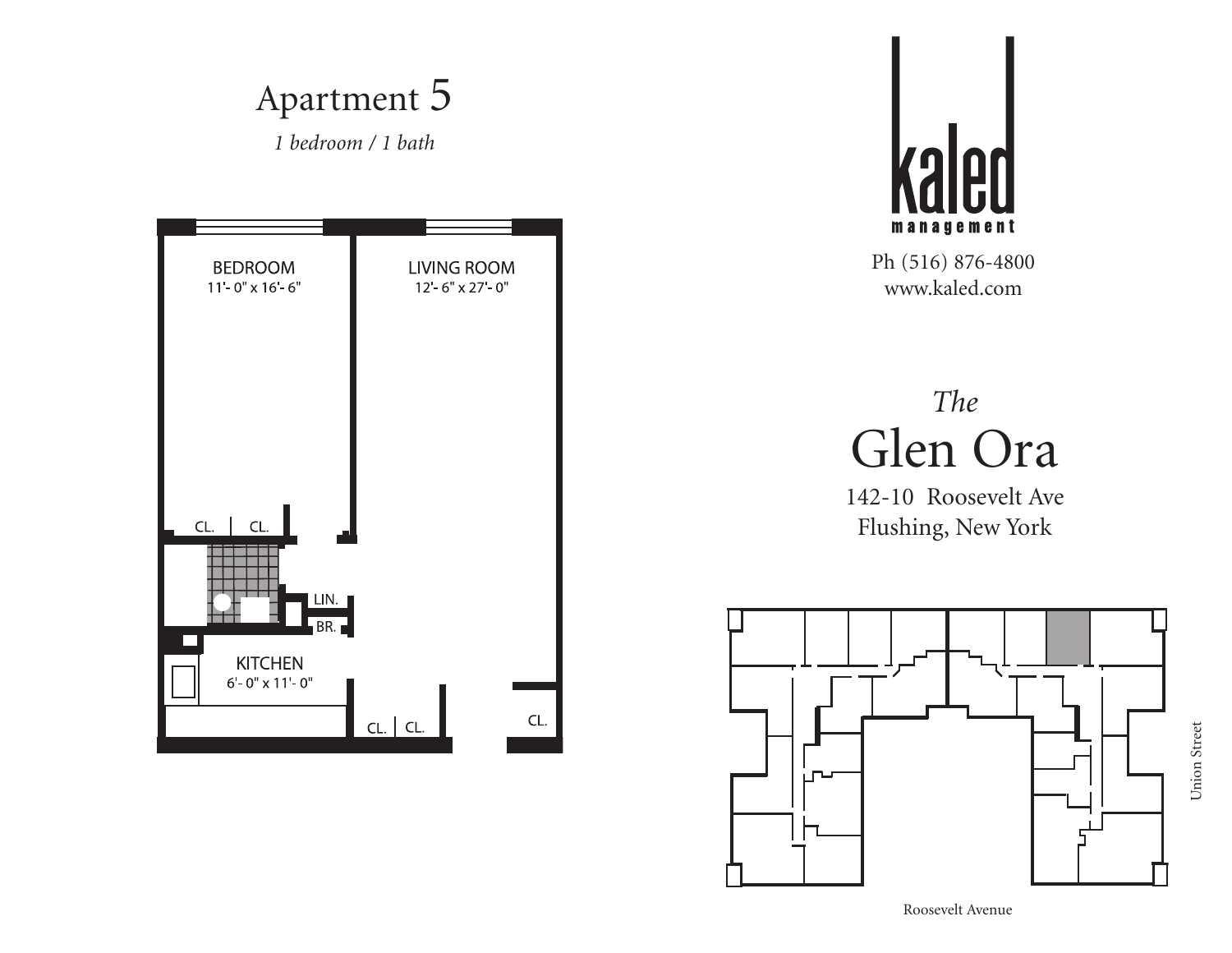# Apartment 5

*1 bedroom / 1 bath*

BEDROOM
11'- 0" x 16'- 6"

LIVING ROOM
12'- 6" x 27'- 0"

CL. CL.

LIN.

BR.

KITCHEN
6'- 0" x 11'- 0"

CL. CL.

CL.

kaled management

Ph (516) 876-4800
www.kaled.com

*The*

# Glen Ora

142-10 Roosevelt Ave
Flushing, New York

Union Street

Roosevelt Avenue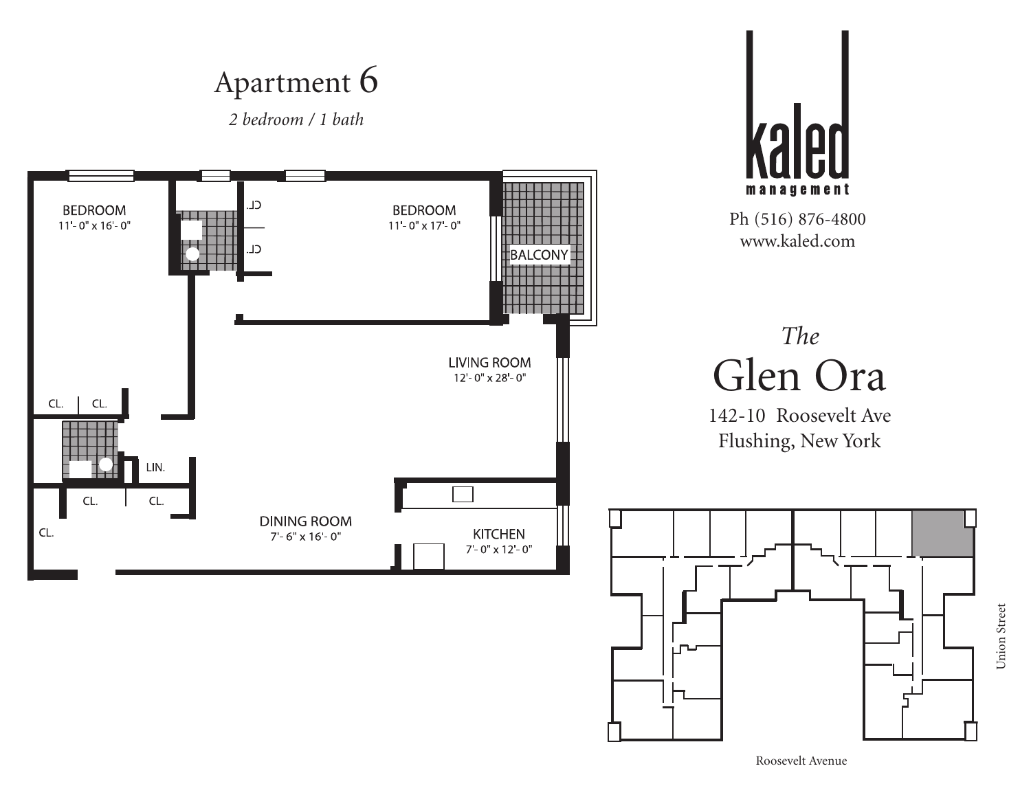# Apartment 6

*2 bedroom / 1 bath*

BEDROOM
11'- 0" x 16'- 0"

CL.

CL.

BEDROOM
11'- 0" x 17'- 0"

BALCONY

LIVING ROOM
12'- 0" x 28'- 0"

CL. CL.

LIN.

CL. CL.

CL.

DINING ROOM
7'- 6" x 16'- 0"

KITCHEN
7'- 0" x 12'- 0"

**kaled**
**management**

Ph (516) 876-4800
www.kaled.com

*The*
## Glen Ora

142-10 Roosevelt Ave
Flushing, New York

Union Street

Roosevelt Avenue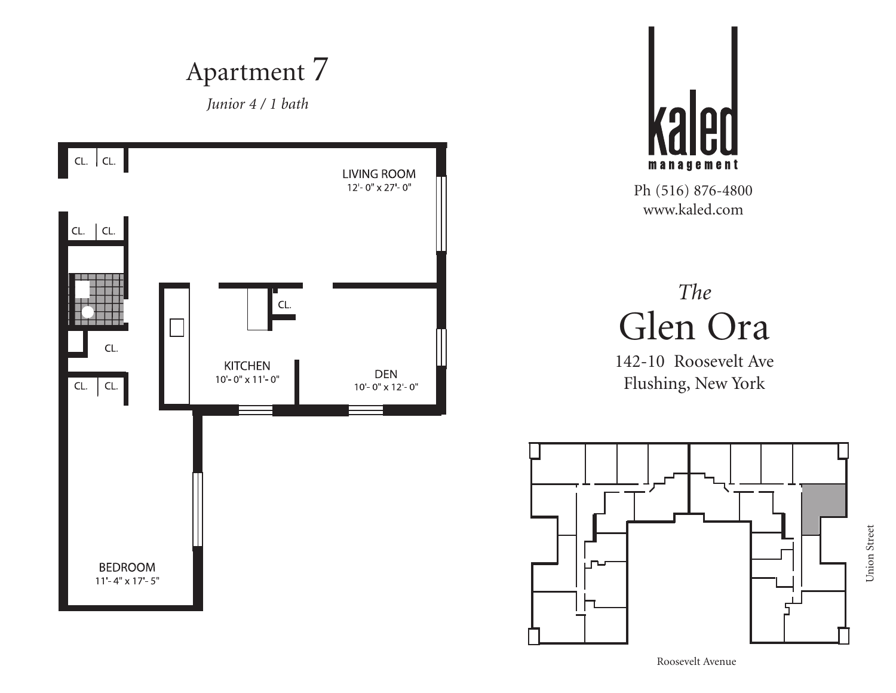# Apartment 7

*Junior 4 / 1 bath*

CL. CL.

LIVING ROOM
12'- 0" x 27'- 0"

CL. CL.

CL.

CL.

KITCHEN
10'- 0" x 11'- 0"

DEN
10'- 0" x 12'- 0"

CL. CL.

BEDROOM
11'- 4" x 17'- 5"

**kaled management**

Ph (516) 876-4800
www.kaled.com

*The*

## Glen Ora

142-10 Roosevelt Ave
Flushing, New York

Union Street

Roosevelt Avenue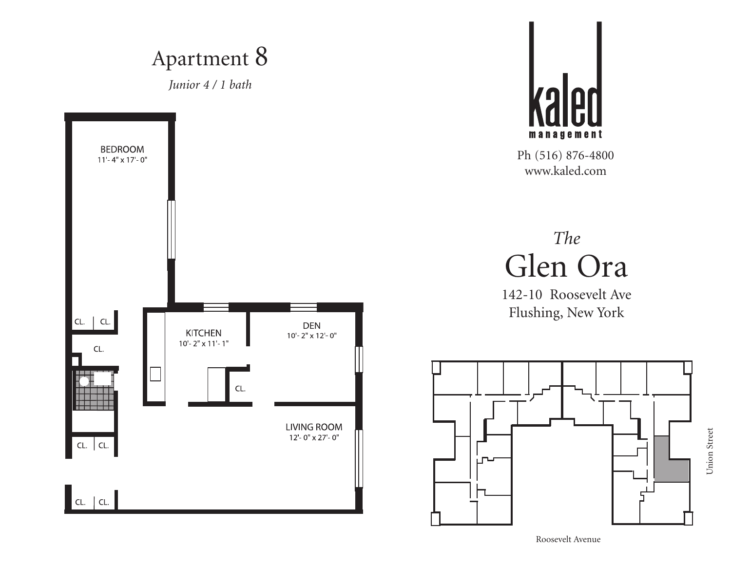# Apartment 8

*Junior 4 / 1 bath*

BEDROOM
11'- 4" x 17'- 0"

CL. | CL.

CL.

CL. | CL.

CL. | CL.

KITCHEN
10'- 2" x 11'- 1"

CL.

DEN
10'- 2" x 12'- 0"

LIVING ROOM
12'- 0" x 27'- 0"

**kaled**
management

Ph (516) 876-4800
www.kaled.com

*The*

## Glen Ora

142-10 Roosevelt Ave
Flushing, New York

Union Street

Roosevelt Avenue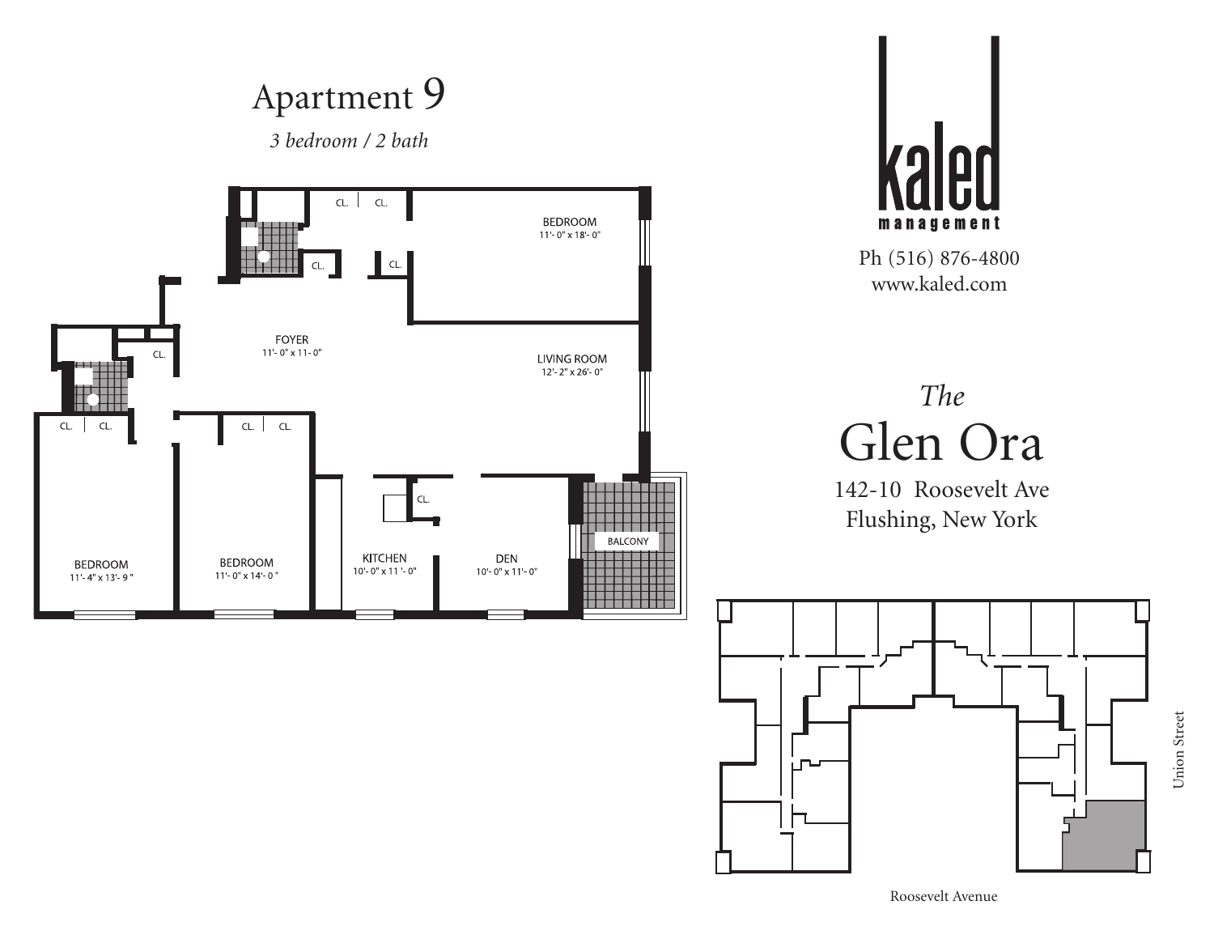# Apartment 9

*3 bedroom / 2 bath*

BEDROOM
11'- 0" x 18'- 0"

FOYER
11'- 0" x 11- 0"

LIVING ROOM
12'- 2" x 26'- 0"

BEDROOM
11'- 4" x 13'- 9"

BEDROOM
11'- 0" x 14'- 0"

KITCHEN
10'- 0" x 11 '- 0"

DEN
10'- 0" x 11'- 0"

BALCONY

CL.

kaled
management

Ph (516) 876-4800
www.kaled.com

*The*
## Glen Ora

142-10 Roosevelt Ave
Flushing, New York

Union Street

Roosevelt Avenue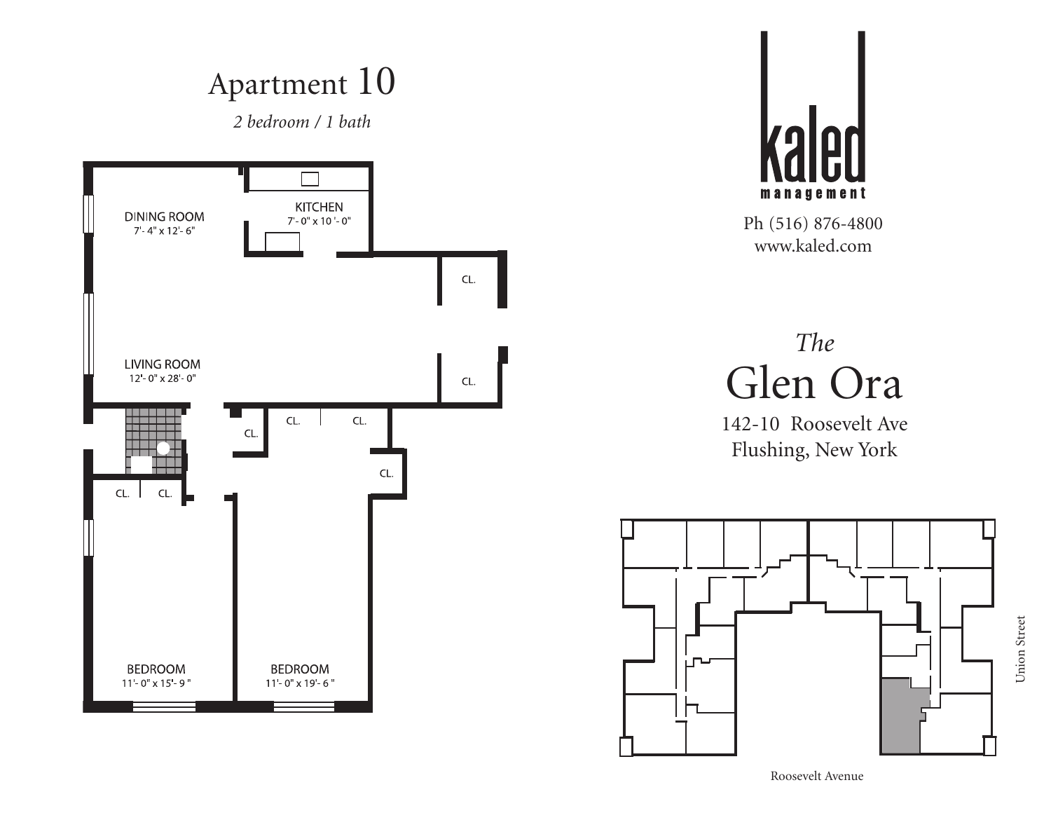# Apartment 10

*2 bedroom / 1 bath*

DINING ROOM
7'- 4" x 12'- 6"

KITCHEN
7'- 0" x 10 '- 0"

CL.

LIVING ROOM
12'- 0" x 28'- 0"

CL.

CL.

CL.

CL.

CL.

CL.

CL.

BEDROOM
11'- 0" x 15'- 9 "

BEDROOM
11'- 0" x 19'- 6 "

kaled
management

Ph (516) 876-4800
www.kaled.com

*The*
# Glen Ora

142-10 Roosevelt Ave
Flushing, New York

Union Street

Roosevelt Avenue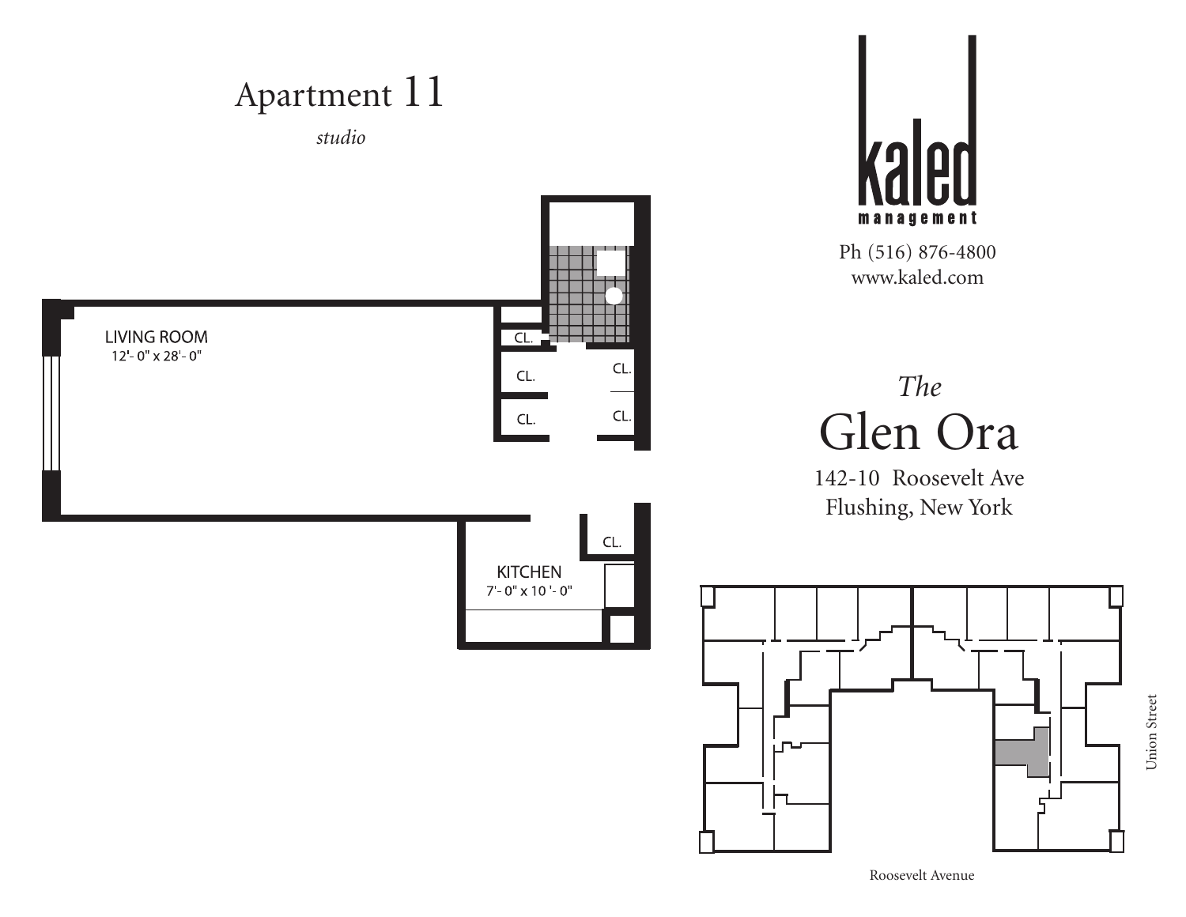# Apartment 11

*studio*

LIVING ROOM
12'- 0" x 28'- 0"

CL.

CL.

CL.

CL.

CL.

CL.

KITCHEN
7'- 0" x 10 '- 0"

kaled
management

Ph (516) 876-4800
www.kaled.com

*The*

# Glen Ora

142-10 Roosevelt Ave
Flushing, New York

Union Street

Roosevelt Avenue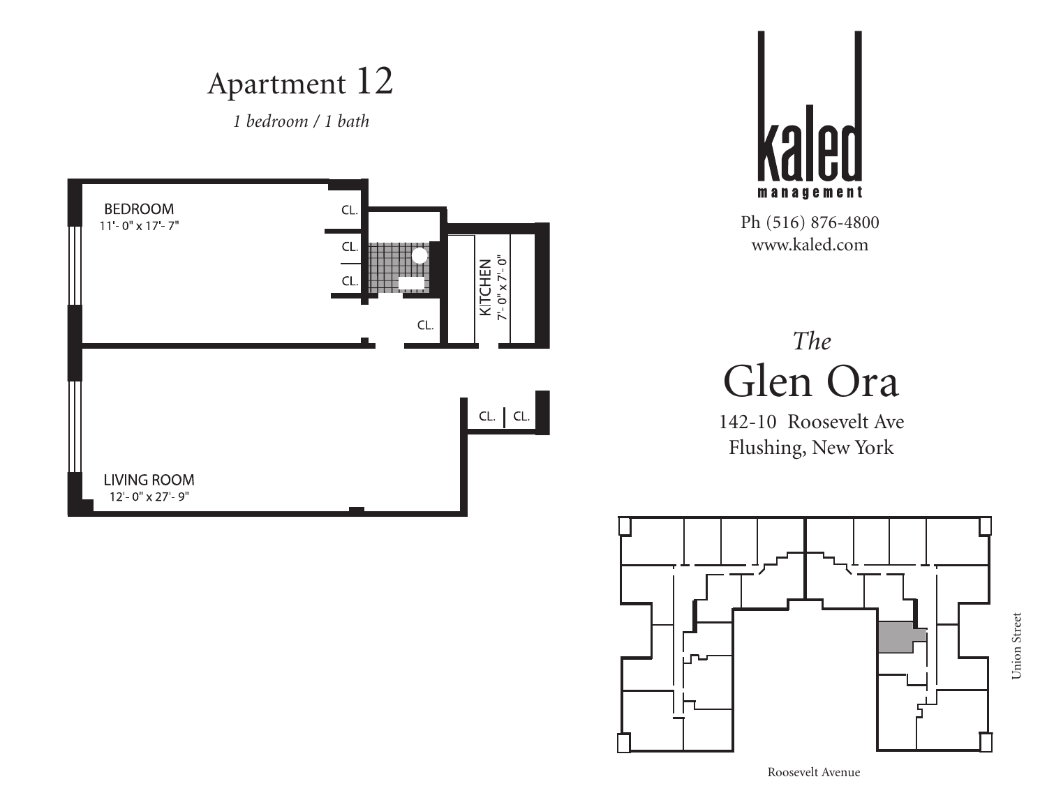# Apartment 12

*1 bedroom / 1 bath*

BEDROOM
11'- 0" x 17'- 7"

CL.

CL.

CL.

CL.

KITCHEN
7'- 0" x 7'- 0"

CL. | CL.

LIVING ROOM
12'- 0" x 27'- 9"

kaled
management

Ph (516) 876-4800
www.kaled.com

*The*

## Glen Ora

142-10 Roosevelt Ave
Flushing, New York

Union Street

Roosevelt Avenue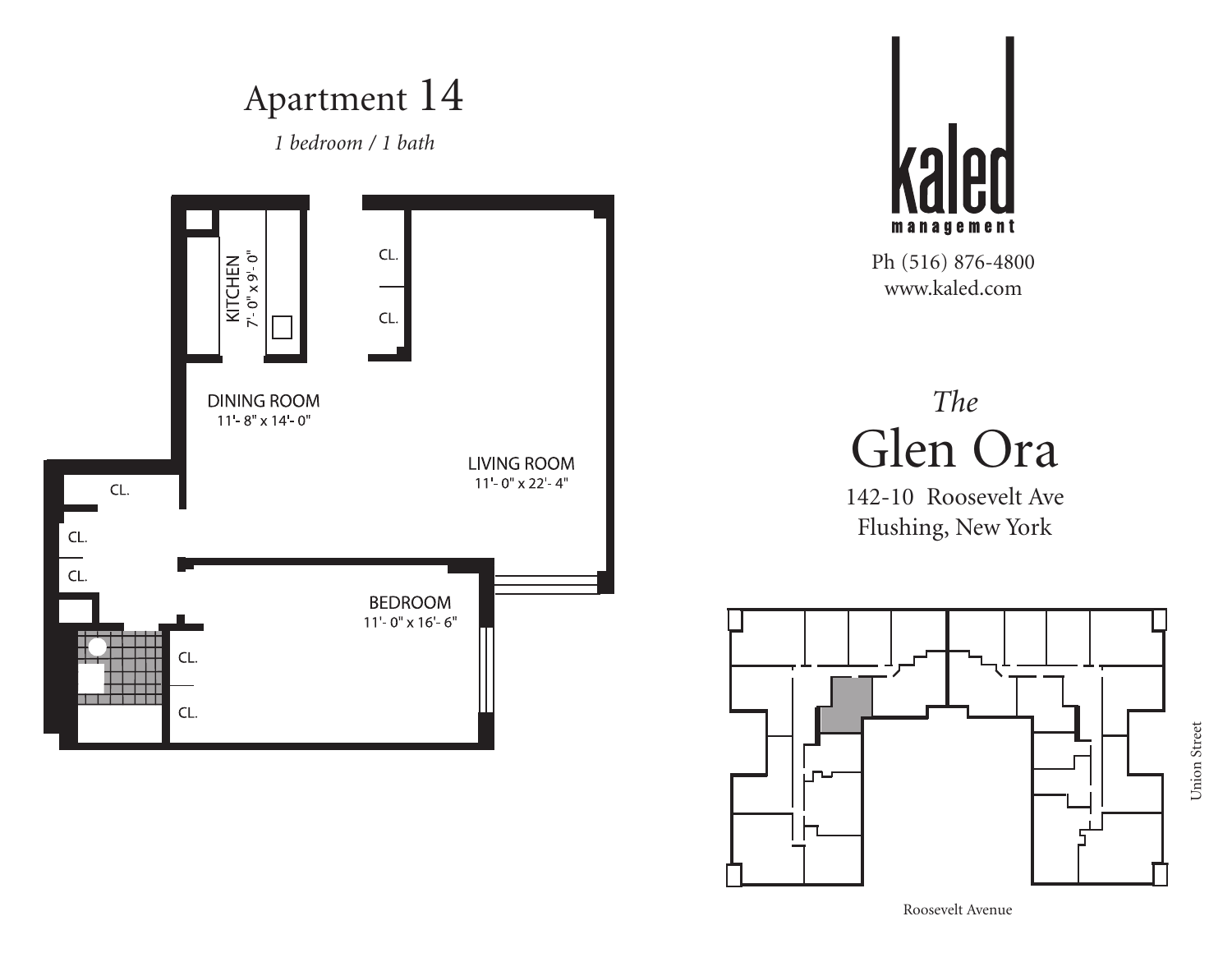# Apartment 14

*1 bedroom / 1 bath*

KITCHEN
7'- 0" x 9'- 0"

CL.

CL.

DINING ROOM
11'- 8" x 14'- 0"

LIVING ROOM
11'- 0" x 22'- 4"

CL.

CL.

CL.

BEDROOM
11'- 0" x 16'- 6"

CL.

CL.

kaled
management

Ph (516) 876-4800
www.kaled.com

*The*

## Glen Ora

142-10 Roosevelt Ave
Flushing, New York

Union Street

Roosevelt Avenue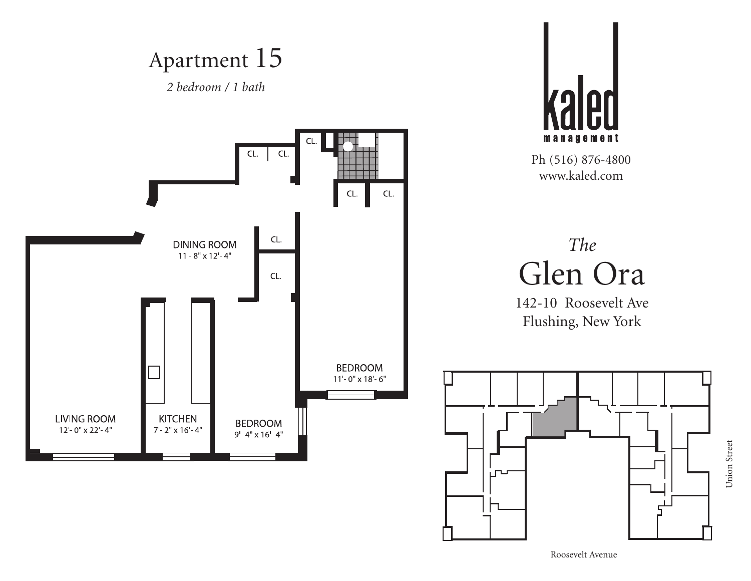# Apartment 15

*2 bedroom / 1 bath*

DINING ROOM
11'- 8" x 12'- 4"

LIVING ROOM
12'- 0" x 22'- 4"

KITCHEN
7'- 2" x 16'- 4"

BEDROOM
9'- 4" x 16'- 4"

BEDROOM
11'- 0" x 18'- 6"

CL.

kaled
management

Ph (516) 876-4800
www.kaled.com

## *The* Glen Ora

142-10 Roosevelt Ave
Flushing, New York

Union Street

Roosevelt Avenue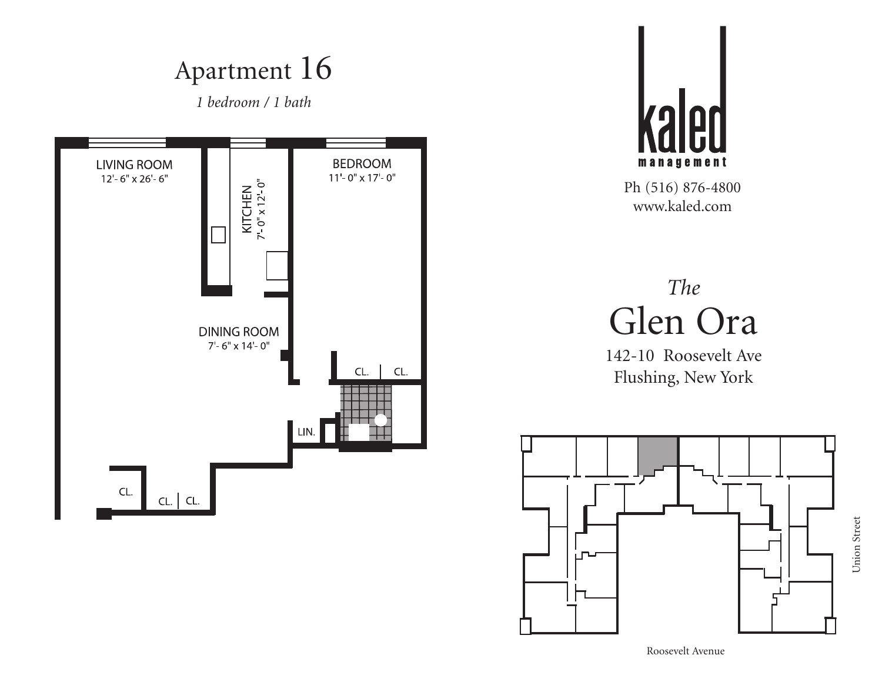# Apartment 16

*1 bedroom / 1 bath*

LIVING ROOM
12'- 6" x 26'- 6"

KITCHEN
7'- 0" x 12'- 0"

BEDROOM
11'- 0" x 17'- 0"

DINING ROOM
7'- 6" x 14'- 0"

CL. CL.

LIN.

CL.

CL. CL.

kaled management

Ph (516) 876-4800
www.kaled.com

## *The* Glen Ora

142-10 Roosevelt Ave
Flushing, New York

Union Street

Roosevelt Avenue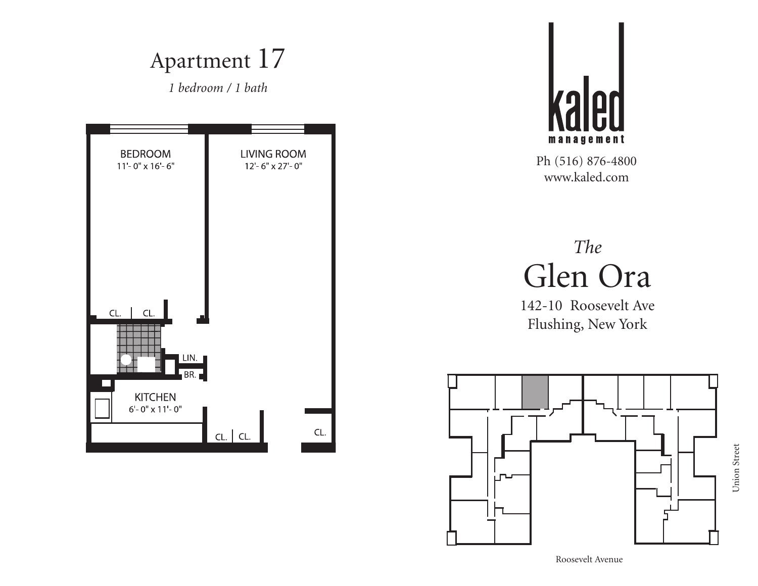# Apartment 17

*1 bedroom / 1 bath*

BEDROOM
11'- 0" x 16'- 6"

LIVING ROOM
12'- 6" x 27'- 0"

CL. CL.

LIN.

BR.

KITCHEN
6'- 0" x 11'- 0"

CL. CL.

CL.

**kaled**
**management**

Ph (516) 876-4800
www.kaled.com

*The*
# Glen Ora

142-10 Roosevelt Ave
Flushing, New York

Union Street

Roosevelt Avenue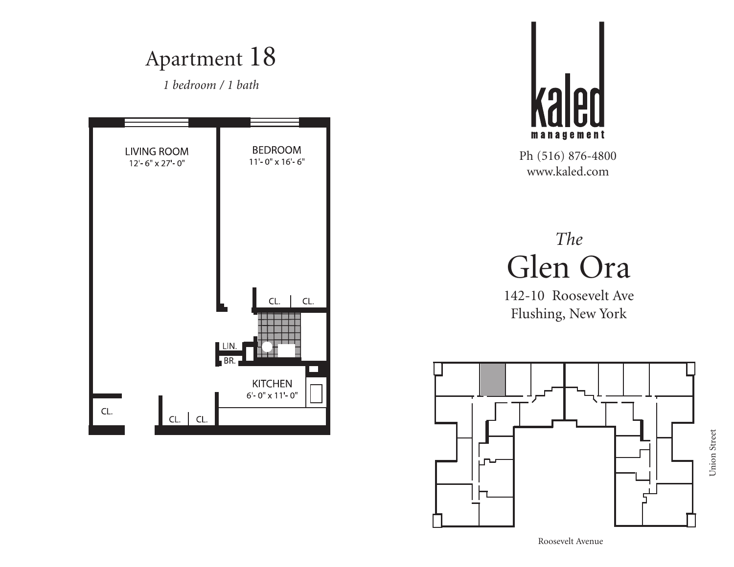# Apartment 18

*1 bedroom / 1 bath*

LIVING ROOM
12'- 6" x 27'- 0"

BEDROOM
11'- 0" x 16'- 6"

CL. CL.

LIN.

BR.

KITCHEN
6'- 0" x 11'- 0"

CL.

CL. CL.

kaled
management

Ph (516) 876-4800
www.kaled.com

*The*
## Glen Ora

142-10 Roosevelt Ave
Flushing, New York

Union Street

Roosevelt Avenue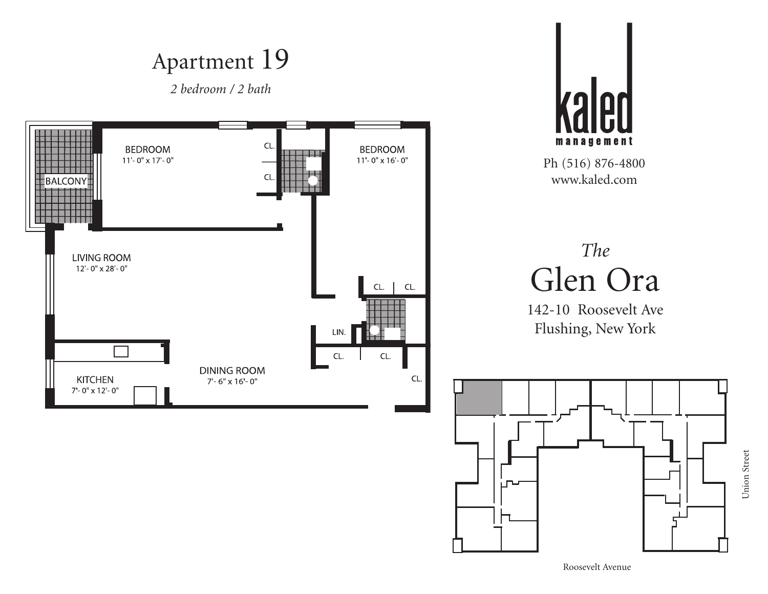# Apartment 19

*2 bedroom / 2 bath*

BEDROOM
11'- 0" x 17'- 0"

CL.

CL.

BEDROOM
11'- 0" x 16'- 0"

BALCONY

LIVING ROOM
12'- 0" x 28'- 0"

CL. CL.

LIN.

CL. CL.

CL.

KITCHEN
7'- 0" x 12'- 0"

DINING ROOM
7'- 6" x 16'- 0"

kaled
management

Ph (516) 876-4800
www.kaled.com

*The*
## Glen Ora

142-10 Roosevelt Ave
Flushing, New York

Union Street

Roosevelt Avenue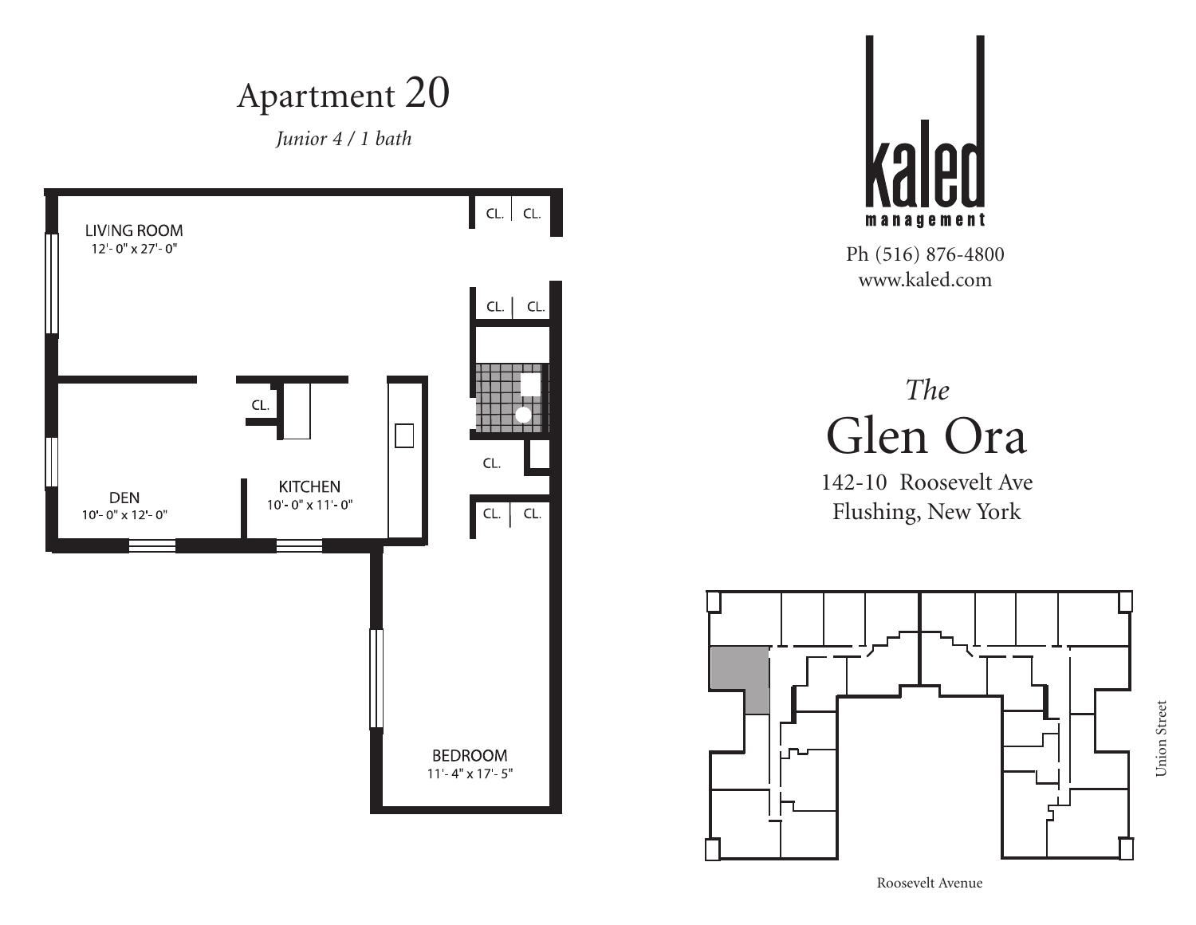# Apartment 20

*Junior 4 / 1 bath*

LIVING ROOM
12'- 0" x 27'- 0"

CL. CL.

CL. CL.

CL.

DEN
10'- 0" x 12'- 0"

KITCHEN
10'- 0" x 11'- 0"

CL.

CL. CL.

BEDROOM
11'- 4" x 17'- 5"

kaled
management

Ph (516) 876-4800
www.kaled.com

*The*

## Glen Ora

142-10 Roosevelt Ave
Flushing, New York

Union Street

Roosevelt Avenue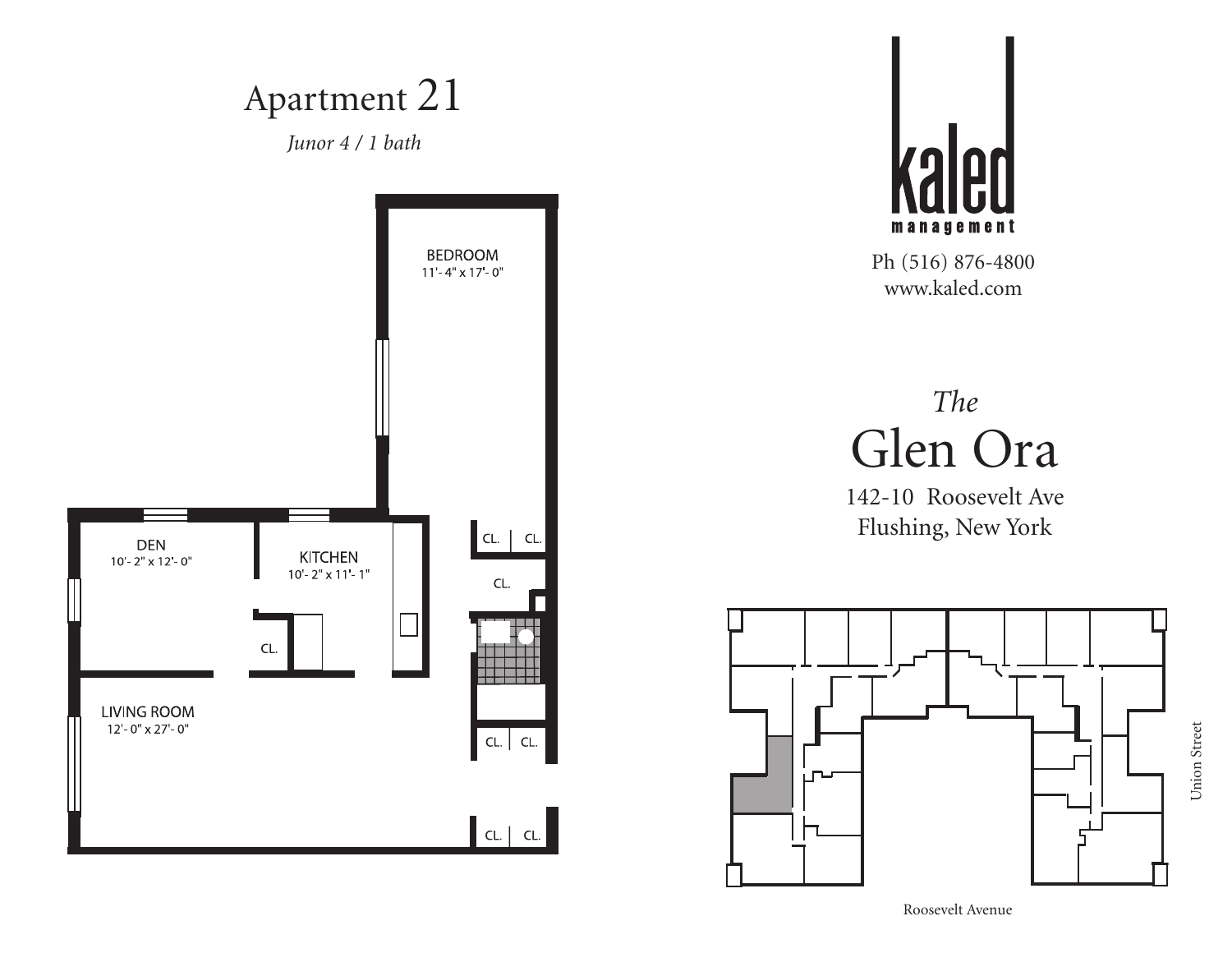# Apartment 21

*Junor 4 / 1 bath*

BEDROOM
11'- 4" x 17'- 0"

DEN
10'- 2" x 12'- 0"

KITCHEN
10'- 2" x 11'- 1"

LIVING ROOM
12'- 0" x 27'- 0"

CL. CL. CL. CL. CL. CL. CL. CL.

**kaled**
**management**

Ph (516) 876-4800
www.kaled.com

*The*

## Glen Ora

142-10 Roosevelt Ave
Flushing, New York

Union Street

Roosevelt Avenue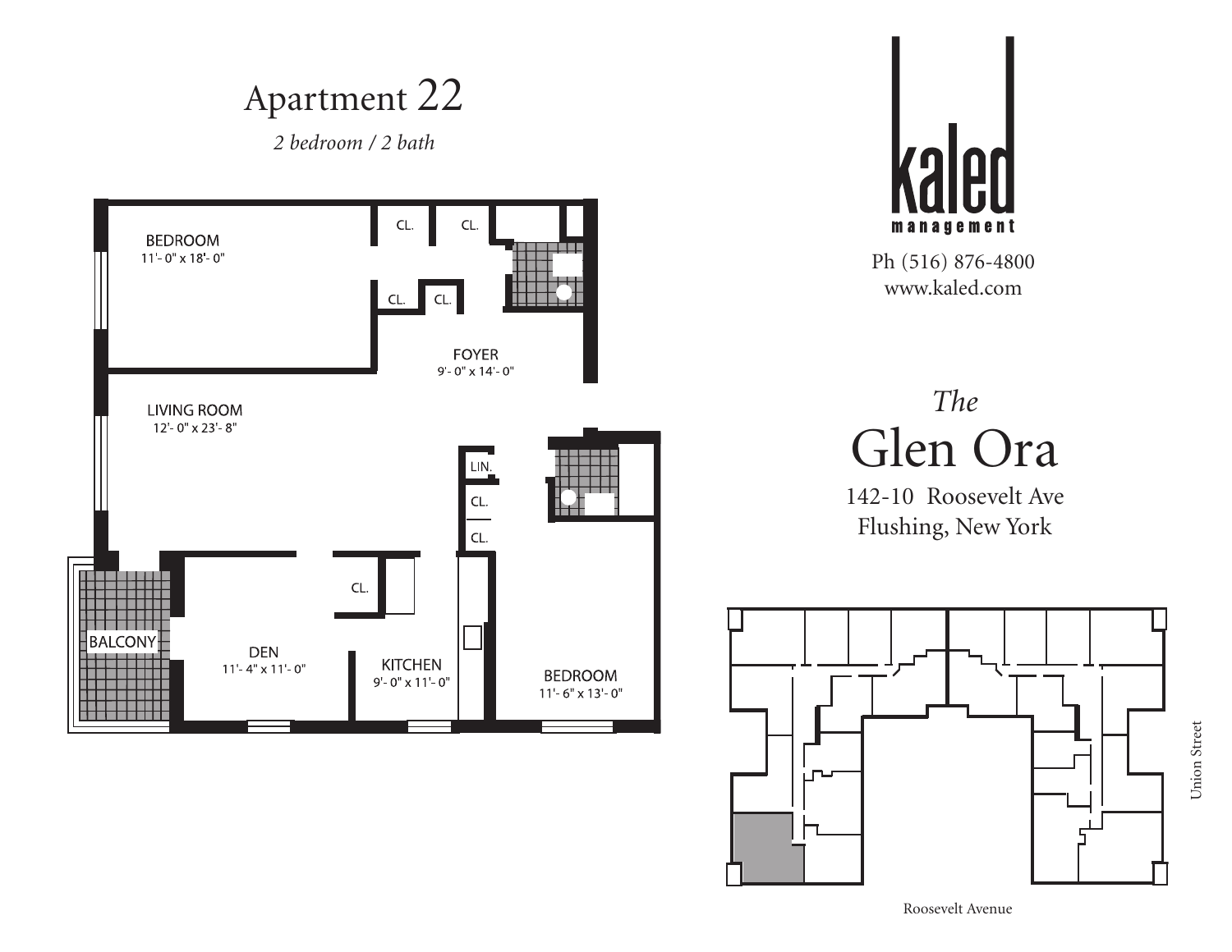# Apartment 22

*2 bedroom / 2 bath*

BEDROOM
11'- 0" x 18'- 0"

CL.

CL.

CL.

CL.

FOYER
9'- 0" x 14'- 0"

LIVING ROOM
12'- 0" x 23'- 8"

LIN.

CL.

CL.

CL.

BALCONY

DEN
11'- 4" x 11'- 0"

KITCHEN
9'- 0" x 11'- 0"

BEDROOM
11'- 6" x 13'- 0"

**kaled management**

Ph (516) 876-4800
www.kaled.com

## *The* Glen Ora

142-10 Roosevelt Ave
Flushing, New York

Union Street

Roosevelt Avenue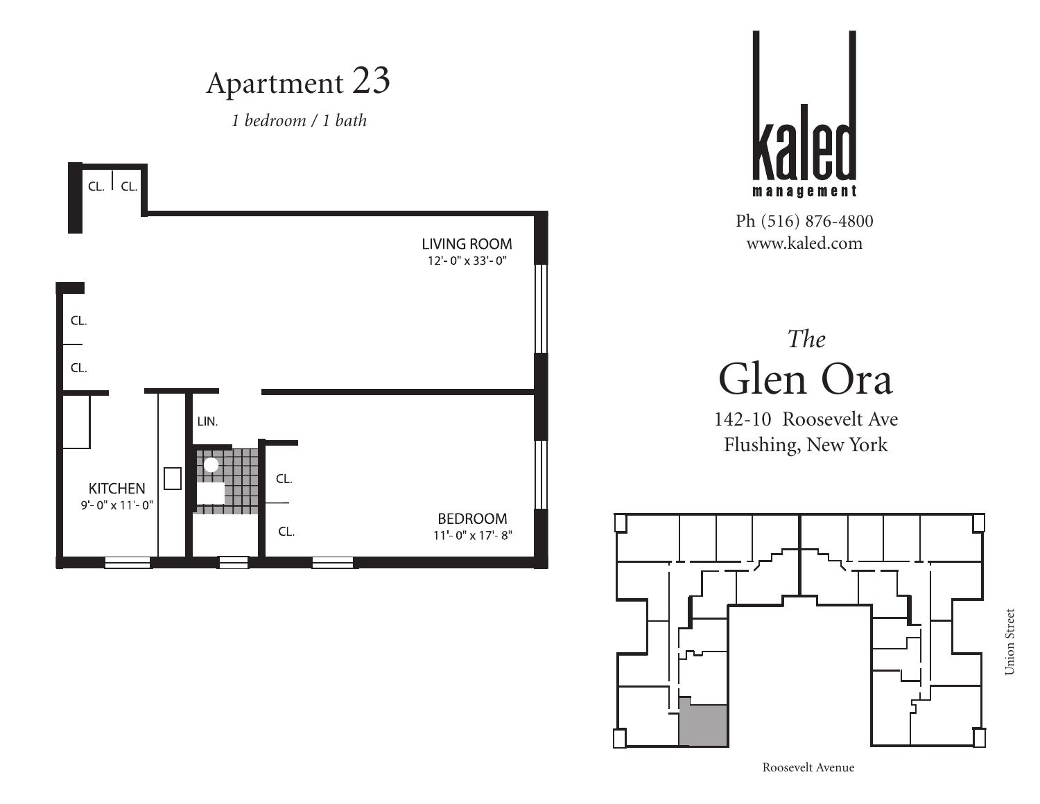# Apartment 23

*1 bedroom / 1 bath*

CL. CL.

LIVING ROOM
12'- 0" x 33'- 0"

CL.

CL.

LIN.

KITCHEN
9'- 0" x 11'- 0"

CL.

CL.

BEDROOM
11'- 0" x 17'- 8"

kaled
management

Ph (516) 876-4800
www.kaled.com

*The*

## Glen Ora

142-10 Roosevelt Ave
Flushing, New York

Union Street

Roosevelt Avenue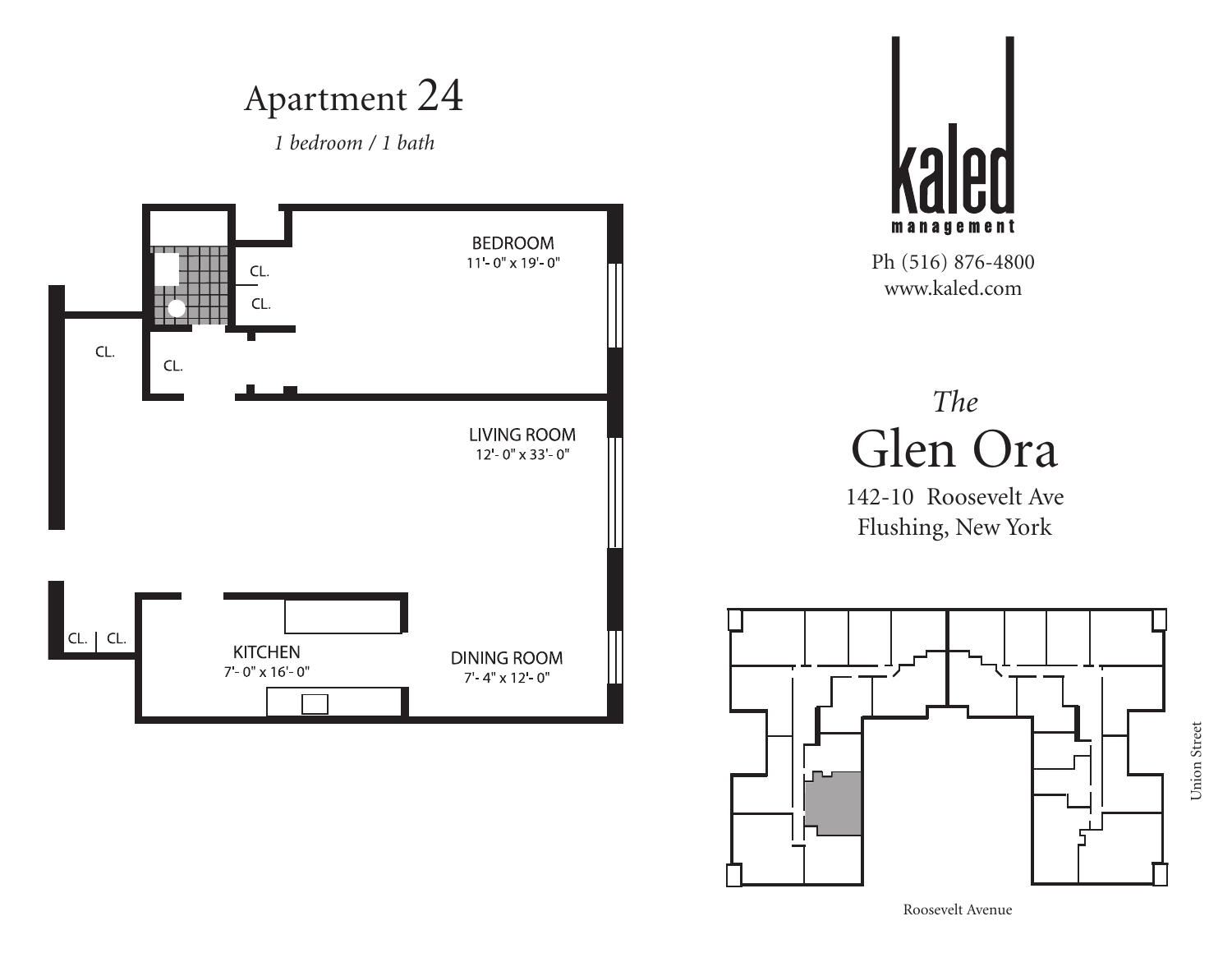# Apartment 24

*1 bedroom / 1 bath*

BEDROOM
11'- 0" x 19'- 0"

CL.

CL.

CL.

CL.

LIVING ROOM
12'- 0" x 33'- 0"

CL. | CL.

KITCHEN
7'- 0" x 16'- 0"

DINING ROOM
7'- 4" x 12'- 0"

kaled
management

Ph (516) 876-4800
www.kaled.com

*The*
## Glen Ora

142-10 Roosevelt Ave
Flushing, New York

Union Street

Roosevelt Avenue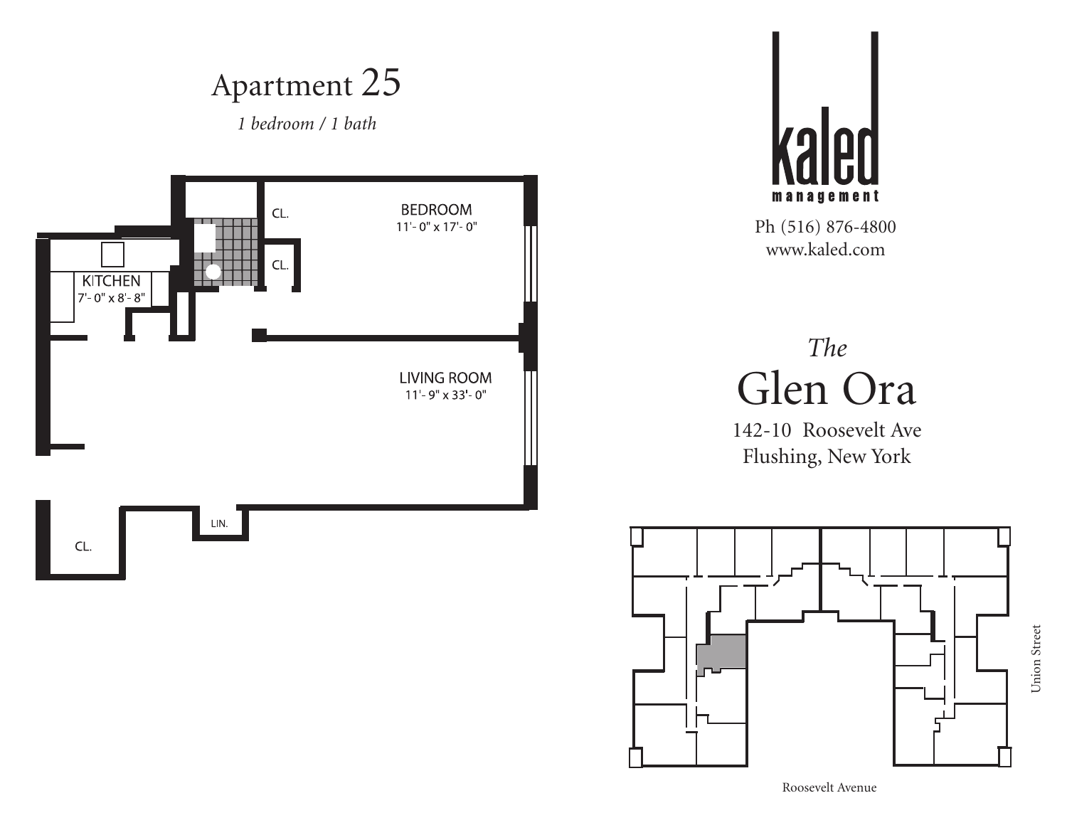# Apartment 25

*1 bedroom / 1 bath*

CL.

BEDROOM
11'- 0" x 17'- 0"

CL.

KITCHEN
7'- 0" x 8'- 8"

LIVING ROOM
11'- 9" x 33'- 0"

LIN.

CL.

kaled
management

Ph (516) 876-4800
www.kaled.com

*The*

# Glen Ora

142-10 Roosevelt Ave
Flushing, New York

Union Street

Roosevelt Avenue